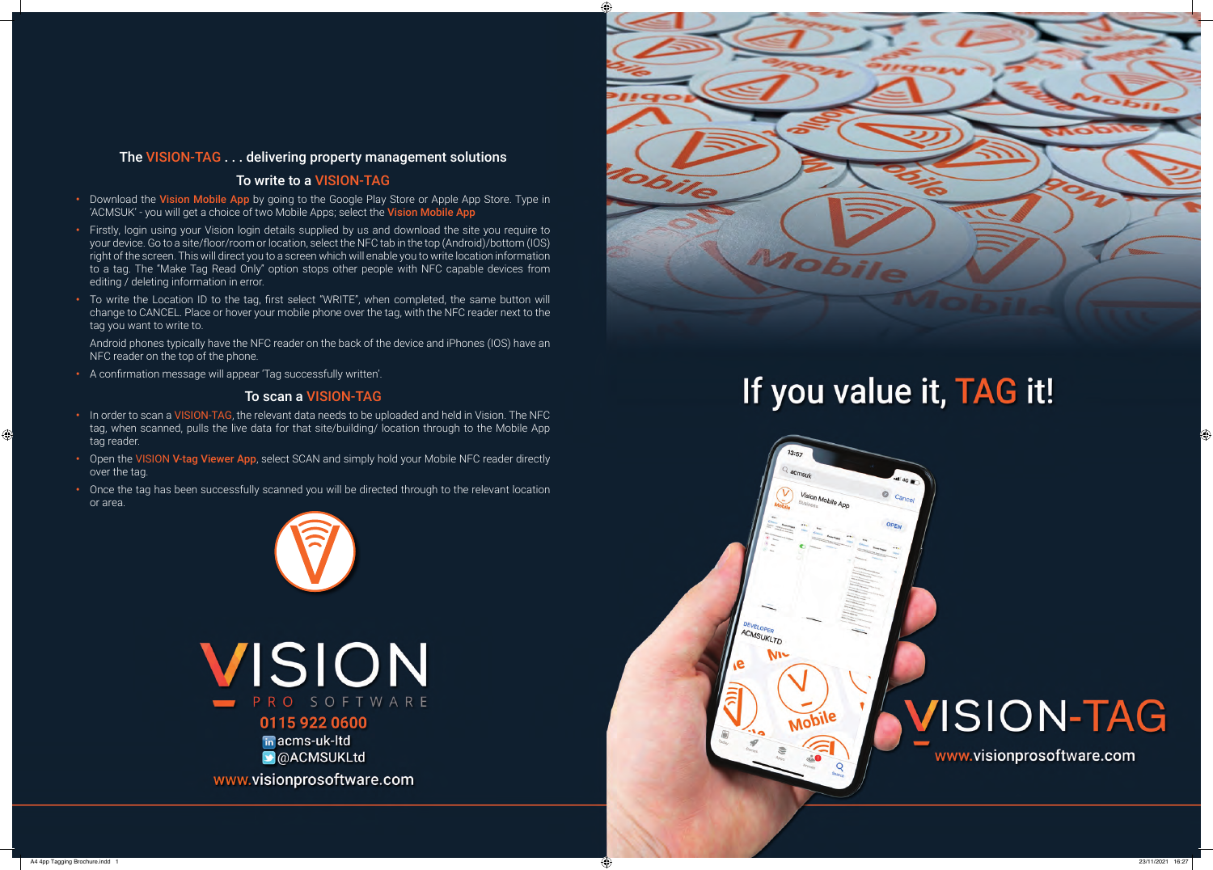## The VISION-TAG . . . delivering property management solutions

### To write to a VISION-TAG

- Download the **Vision Mobile App** by going to the Google Play Store or Apple App Store. Type in 'ACMSUK' - you will get a choice of two Mobile Apps; select the **Vision Mobile App**
- Firstly, login using your Vision login details supplied by us and download the site you require to your device. Go to a site/floor/room or location, select the NFC tab in the top (Android)/bottom (IOS) right of the screen. This will direct you to a screen which will enable you to write location information to a tag. The "Make Tag Read Only" option stops other people with NFC capable devices from editing / deleting information in error.
- To write the Location ID to the tag, first select "WRITE", when completed, the same button will change to CANCEL. Place or hover your mobile phone over the tag, with the NFC reader next to the tag you want to write to.

  Android phones typically have the NFC reader on the back of the device and iPhones (IOS) have an NFC reader on the top of the phone.
- A confirmation message will appear 'Tag successfully written'.

### To scan a VISION-TAG

- In order to scan a VISION-TAG, the relevant data needs to be uploaded and held in Vision. The NFC tag, when scanned, pulls the live data for that site/building/ location through to the Mobile App tag reader.
- Open the **VISION V-tag Viewer App**, select SCAN and simply hold your Mobile NFC reader directly over the tag.
- Once the tag has been successfully scanned you will be directed through to the relevant location or area.

VISION PRO SOFTWARE

**0115 922 0600**

acms-uk-ltd

@ACMSUKLtd

www.visionprosoftware.com

# If you value it, TAG it!

VISION-TAG

www.visionprosoftware.com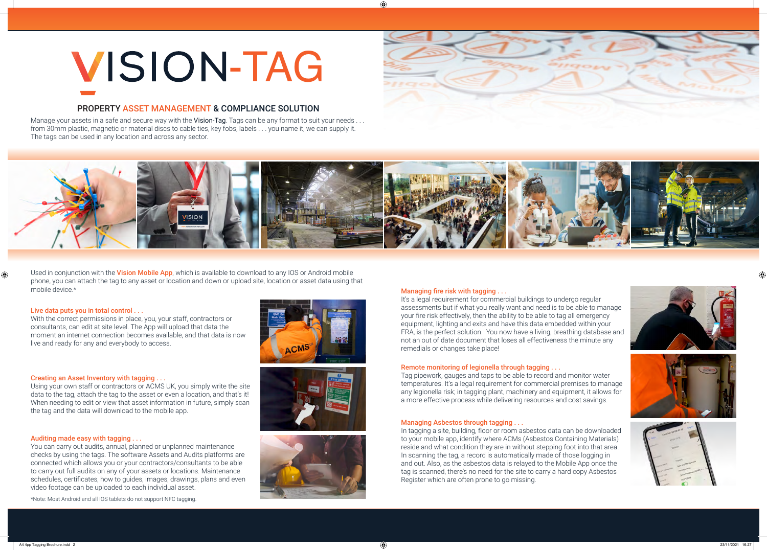# VISION-TAG

## PROPERTY ASSET MANAGEMENT & COMPLIANCE SOLUTION

Manage your assets in a safe and secure way with the Vision-Tag. Tags can be any format to suit your needs . . . from 30mm plastic, magnetic or material discs to cable ties, key fobs, labels . . . you name it, we can supply it. The tags can be used in any location and across any sector.

Used in conjunction with the **Vision Mobile App**, which is available to download to any IOS or Android mobile phone, you can attach the tag to any asset or location and down or upload site, location or asset data using that mobile device.*

### Live data puts you in total control . . .

With the correct permissions in place, you, your staff, contractors or consultants, can edit at site level. The App will upload that data the moment an internet connection becomes available, and that data is now live and ready for any and everybody to access.

### Creating an Asset Inventory with tagging . . .

Using your own staff or contractors or ACMS UK, you simply write the site data to the tag, attach the tag to the asset or even a location, and that's it! When needing to edit or view that asset information in future, simply scan the tag and the data will download to the mobile app.

### Auditing made easy with tagging . . .

You can carry out audits, annual, planned or unplanned maintenance checks by using the tags. The software Assets and Audits platforms are connected which allows you or your contractors/consultants to be able to carry out full audits on any of your assets or locations. Maintenance schedules, certificates, how to guides, images, drawings, plans and even video footage can be uploaded to each individual asset.

*Note: Most Android and all IOS tablets do not support NFC tagging.

### Managing fire risk with tagging . . .

It's a legal requirement for commercial buildings to undergo regular assessments but if what you really want and need is to be able to manage your fire risk effectively, then the ability to be able to tag all emergency equipment, lighting and exits and have this data embedded within your FRA, is the perfect solution. You now have a living, breathing database and not an out of date document that loses all effectiveness the minute any remedials or changes take place!

### Remote monitoring of legionella through tagging . . .

Tag pipework, gauges and taps to be able to record and monitor water temperatures. It's a legal requirement for commercial premises to manage any legionella risk; in tagging plant, machinery and equipment, it allows for a more effective process while delivering resources and cost savings.

### Managing Asbestos through tagging . . .

In tagging a site, building, floor or room asbestos data can be downloaded to your mobile app, identify where ACMs (Asbestos Containing Materials) reside and what condition they are in without stepping foot into that area. In scanning the tag, a record is automatically made of those logging in and out. Also, as the asbestos data is relayed to the Mobile App once the tag is scanned, there's no need for the site to carry a hard copy Asbestos Register which are often prone to go missing.